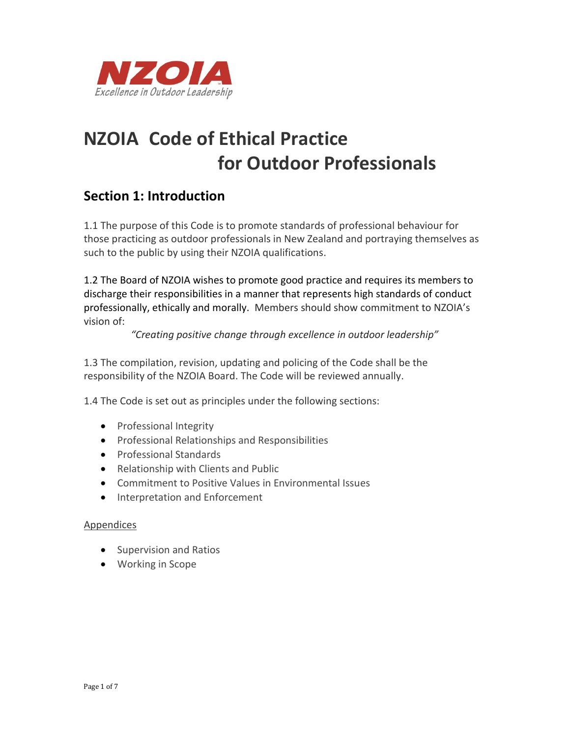NZOIA

*Excellence in Outdoor Leadership*

# NZOIA Code of Ethical Practice for Outdoor Professionals

## Section 1: Introduction

1.1 The purpose of this Code is to promote standards of professional behaviour for those practicing as outdoor professionals in New Zealand and portraying themselves as such to the public by using their NZOIA qualifications.

1.2 The Board of NZOIA wishes to promote good practice and requires its members to discharge their responsibilities in a manner that represents high standards of conduct professionally, ethically and morally. Members should show commitment to NZOIA's vision of:

*"Creating positive change through excellence in outdoor leadership"*

1.3 The compilation, revision, updating and policing of the Code shall be the responsibility of the NZOIA Board. The Code will be reviewed annually.

1.4 The Code is set out as principles under the following sections:

- Professional Integrity
- Professional Relationships and Responsibilities
- Professional Standards
- Relationship with Clients and Public
- Commitment to Positive Values in Environmental Issues
- Interpretation and Enforcement

Appendices

- Supervision and Ratios
- Working in Scope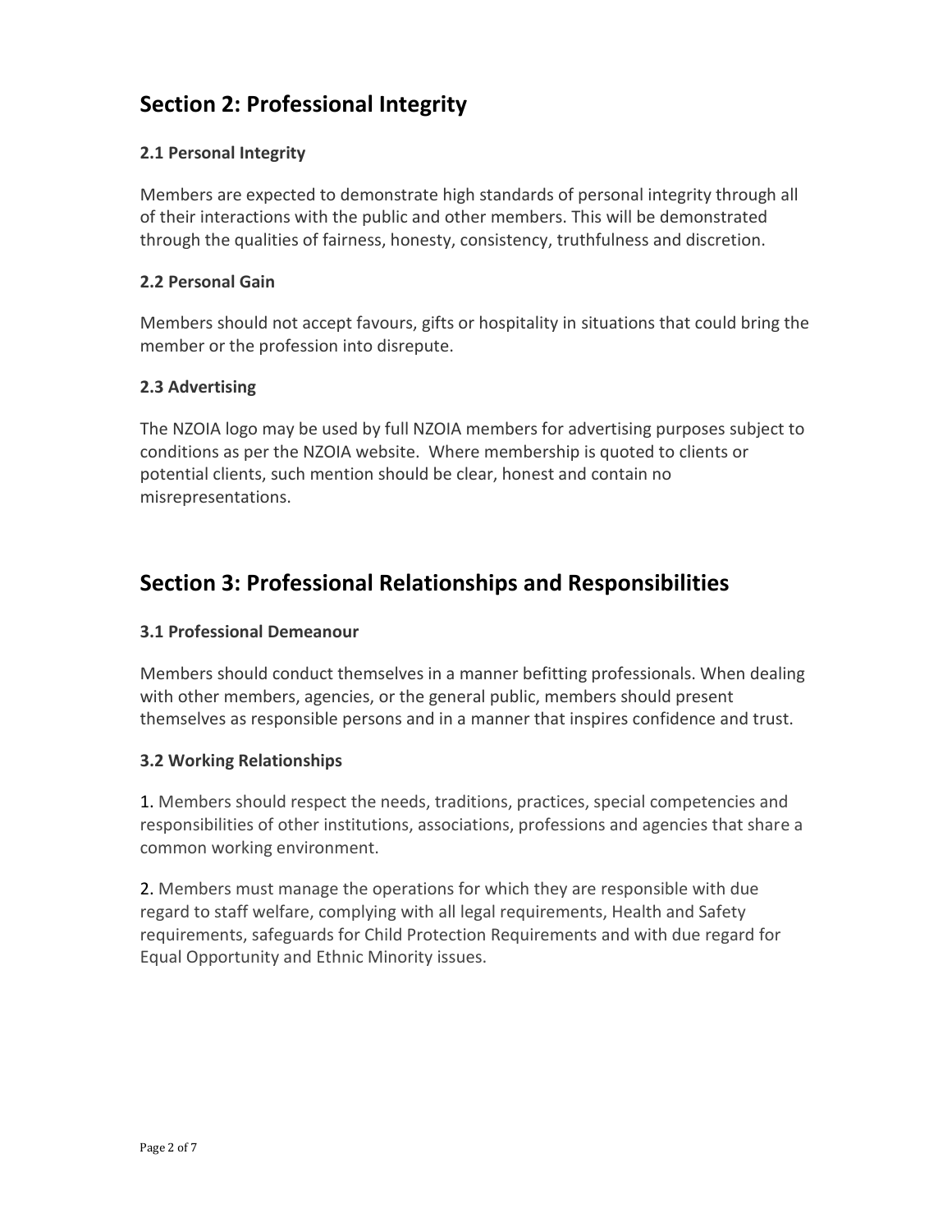## Section 2: Professional Integrity

### 2.1 Personal Integrity

Members are expected to demonstrate high standards of personal integrity through all of their interactions with the public and other members. This will be demonstrated through the qualities of fairness, honesty, consistency, truthfulness and discretion.

### 2.2 Personal Gain

Members should not accept favours, gifts or hospitality in situations that could bring the member or the profession into disrepute.

### 2.3 Advertising

The NZOIA logo may be used by full NZOIA members for advertising purposes subject to conditions as per the NZOIA website. Where membership is quoted to clients or potential clients, such mention should be clear, honest and contain no misrepresentations.

## Section 3: Professional Relationships and Responsibilities

### 3.1 Professional Demeanour

Members should conduct themselves in a manner befitting professionals. When dealing with other members, agencies, or the general public, members should present themselves as responsible persons and in a manner that inspires confidence and trust.

### 3.2 Working Relationships

1. Members should respect the needs, traditions, practices, special competencies and responsibilities of other institutions, associations, professions and agencies that share a common working environment.

2. Members must manage the operations for which they are responsible with due regard to staff welfare, complying with all legal requirements, Health and Safety requirements, safeguards for Child Protection Requirements and with due regard for Equal Opportunity and Ethnic Minority issues.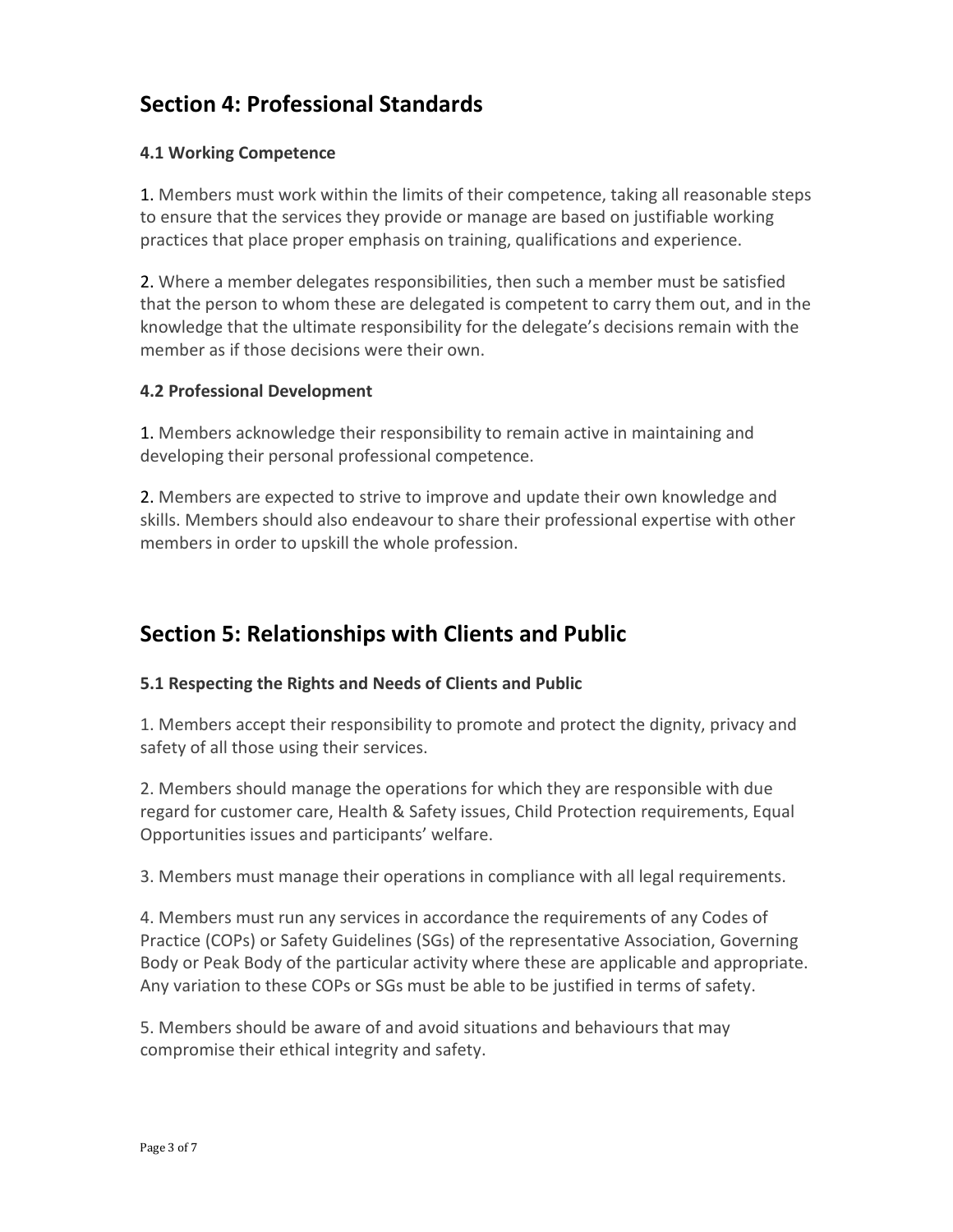## Section 4: Professional Standards

### 4.1 Working Competence

1. Members must work within the limits of their competence, taking all reasonable steps to ensure that the services they provide or manage are based on justifiable working practices that place proper emphasis on training, qualifications and experience.

2. Where a member delegates responsibilities, then such a member must be satisfied that the person to whom these are delegated is competent to carry them out, and in the knowledge that the ultimate responsibility for the delegate's decisions remain with the member as if those decisions were their own.

### 4.2 Professional Development

1. Members acknowledge their responsibility to remain active in maintaining and developing their personal professional competence.

2. Members are expected to strive to improve and update their own knowledge and skills. Members should also endeavour to share their professional expertise with other members in order to upskill the whole profession.

## Section 5: Relationships with Clients and Public

### 5.1 Respecting the Rights and Needs of Clients and Public

1. Members accept their responsibility to promote and protect the dignity, privacy and safety of all those using their services.

2. Members should manage the operations for which they are responsible with due regard for customer care, Health & Safety issues, Child Protection requirements, Equal Opportunities issues and participants' welfare.

3. Members must manage their operations in compliance with all legal requirements.

4. Members must run any services in accordance the requirements of any Codes of Practice (COPs) or Safety Guidelines (SGs) of the representative Association, Governing Body or Peak Body of the particular activity where these are applicable and appropriate. Any variation to these COPs or SGs must be able to be justified in terms of safety.

5. Members should be aware of and avoid situations and behaviours that may compromise their ethical integrity and safety.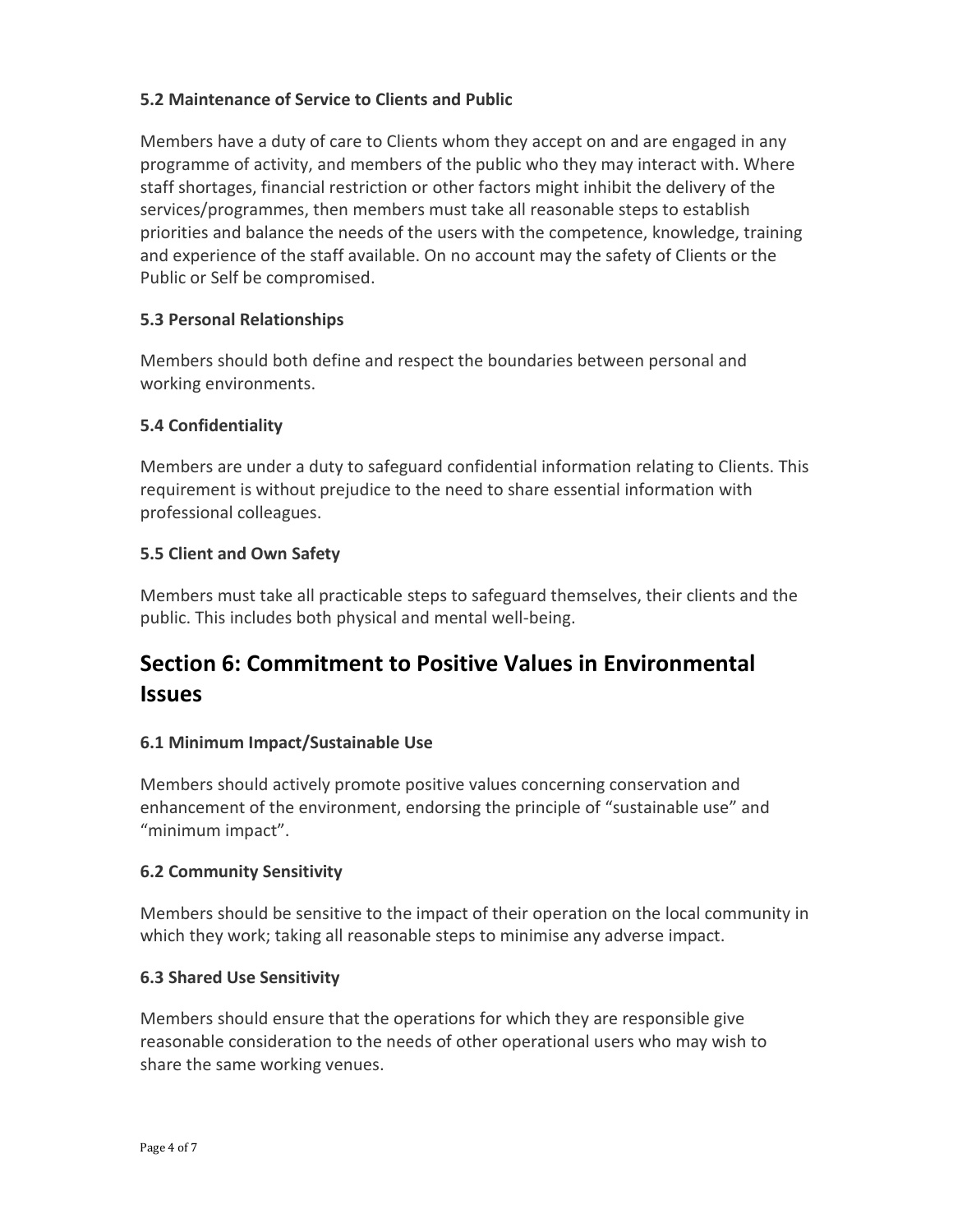### 5.2 Maintenance of Service to Clients and Public

Members have a duty of care to Clients whom they accept on and are engaged in any programme of activity, and members of the public who they may interact with. Where staff shortages, financial restriction or other factors might inhibit the delivery of the services/programmes, then members must take all reasonable steps to establish priorities and balance the needs of the users with the competence, knowledge, training and experience of the staff available. On no account may the safety of Clients or the Public or Self be compromised.

### 5.3 Personal Relationships

Members should both define and respect the boundaries between personal and working environments.

### 5.4 Confidentiality

Members are under a duty to safeguard confidential information relating to Clients. This requirement is without prejudice to the need to share essential information with professional colleagues.

### 5.5 Client and Own Safety

Members must take all practicable steps to safeguard themselves, their clients and the public. This includes both physical and mental well-being.

## Section 6: Commitment to Positive Values in Environmental Issues

### 6.1 Minimum Impact/Sustainable Use

Members should actively promote positive values concerning conservation and enhancement of the environment, endorsing the principle of "sustainable use" and "minimum impact".

### 6.2 Community Sensitivity

Members should be sensitive to the impact of their operation on the local community in which they work; taking all reasonable steps to minimise any adverse impact.

### 6.3 Shared Use Sensitivity

Members should ensure that the operations for which they are responsible give reasonable consideration to the needs of other operational users who may wish to share the same working venues.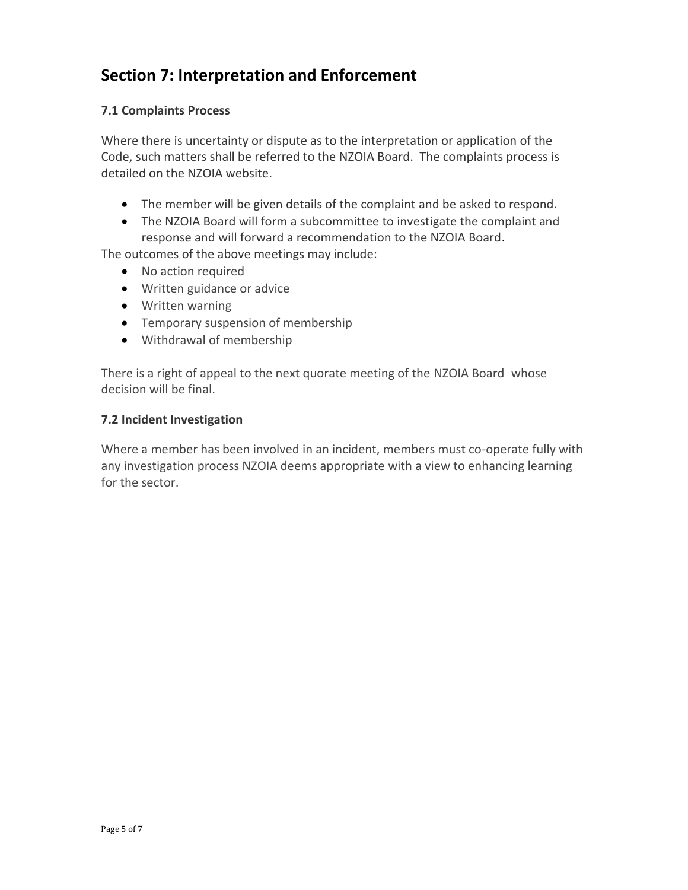## Section 7: Interpretation and Enforcement

### 7.1 Complaints Process

Where there is uncertainty or dispute as to the interpretation or application of the Code, such matters shall be referred to the NZOIA Board. The complaints process is detailed on the NZOIA website.

- The member will be given details of the complaint and be asked to respond.
- The NZOIA Board will form a subcommittee to investigate the complaint and response and will forward a recommendation to the NZOIA Board.

The outcomes of the above meetings may include:

- No action required
- Written guidance or advice
- Written warning
- Temporary suspension of membership
- Withdrawal of membership

There is a right of appeal to the next quorate meeting of the NZOIA Board whose decision will be final.

### 7.2 Incident Investigation

Where a member has been involved in an incident, members must co-operate fully with any investigation process NZOIA deems appropriate with a view to enhancing learning for the sector.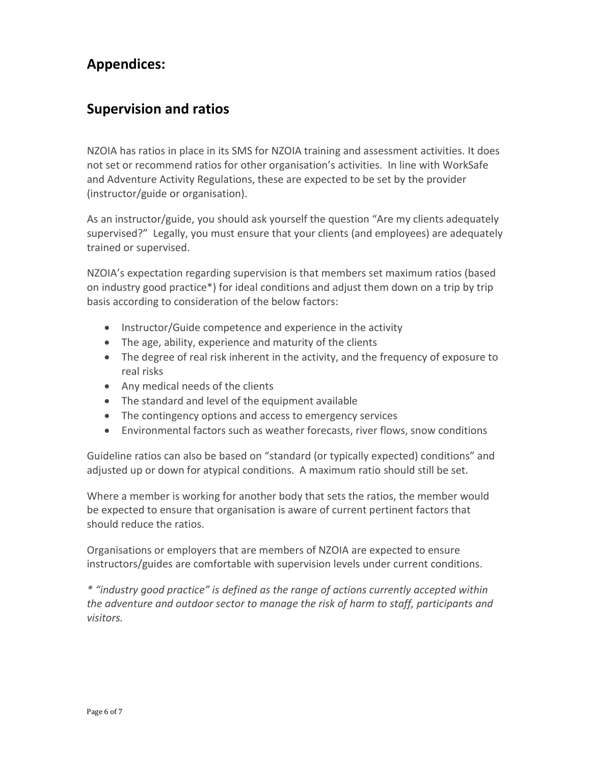## Appendices:

## Supervision and ratios

NZOIA has ratios in place in its SMS for NZOIA training and assessment activities. It does not set or recommend ratios for other organisation's activities. In line with WorkSafe and Adventure Activity Regulations, these are expected to be set by the provider (instructor/guide or organisation).

As an instructor/guide, you should ask yourself the question "Are my clients adequately supervised?" Legally, you must ensure that your clients (and employees) are adequately trained or supervised.

NZOIA's expectation regarding supervision is that members set maximum ratios (based on industry good practice*) for ideal conditions and adjust them down on a trip by trip basis according to consideration of the below factors:

- Instructor/Guide competence and experience in the activity
- The age, ability, experience and maturity of the clients
- The degree of real risk inherent in the activity, and the frequency of exposure to real risks
- Any medical needs of the clients
- The standard and level of the equipment available
- The contingency options and access to emergency services
- Environmental factors such as weather forecasts, river flows, snow conditions

Guideline ratios can also be based on "standard (or typically expected) conditions" and adjusted up or down for atypical conditions. A maximum ratio should still be set.

Where a member is working for another body that sets the ratios, the member would be expected to ensure that organisation is aware of current pertinent factors that should reduce the ratios.

Organisations or employers that are members of NZOIA are expected to ensure instructors/guides are comfortable with supervision levels under current conditions.

*\* "industry good practice" is defined as the range of actions currently accepted within the adventure and outdoor sector to manage the risk of harm to staff, participants and visitors.*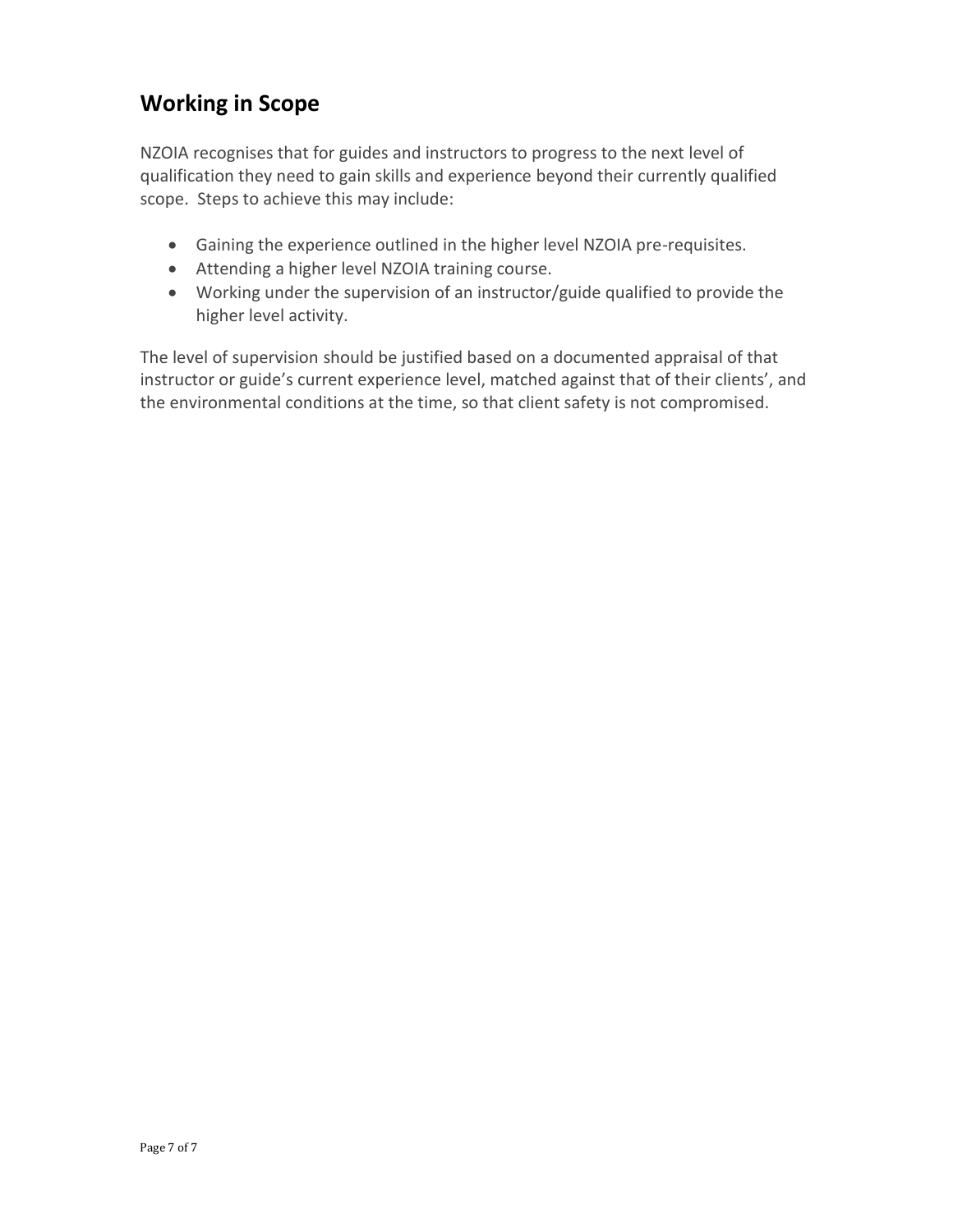## Working in Scope

NZOIA recognises that for guides and instructors to progress to the next level of qualification they need to gain skills and experience beyond their currently qualified scope. Steps to achieve this may include:

- Gaining the experience outlined in the higher level NZOIA pre-requisites.
- Attending a higher level NZOIA training course.
- Working under the supervision of an instructor/guide qualified to provide the higher level activity.

The level of supervision should be justified based on a documented appraisal of that instructor or guide's current experience level, matched against that of their clients', and the environmental conditions at the time, so that client safety is not compromised.